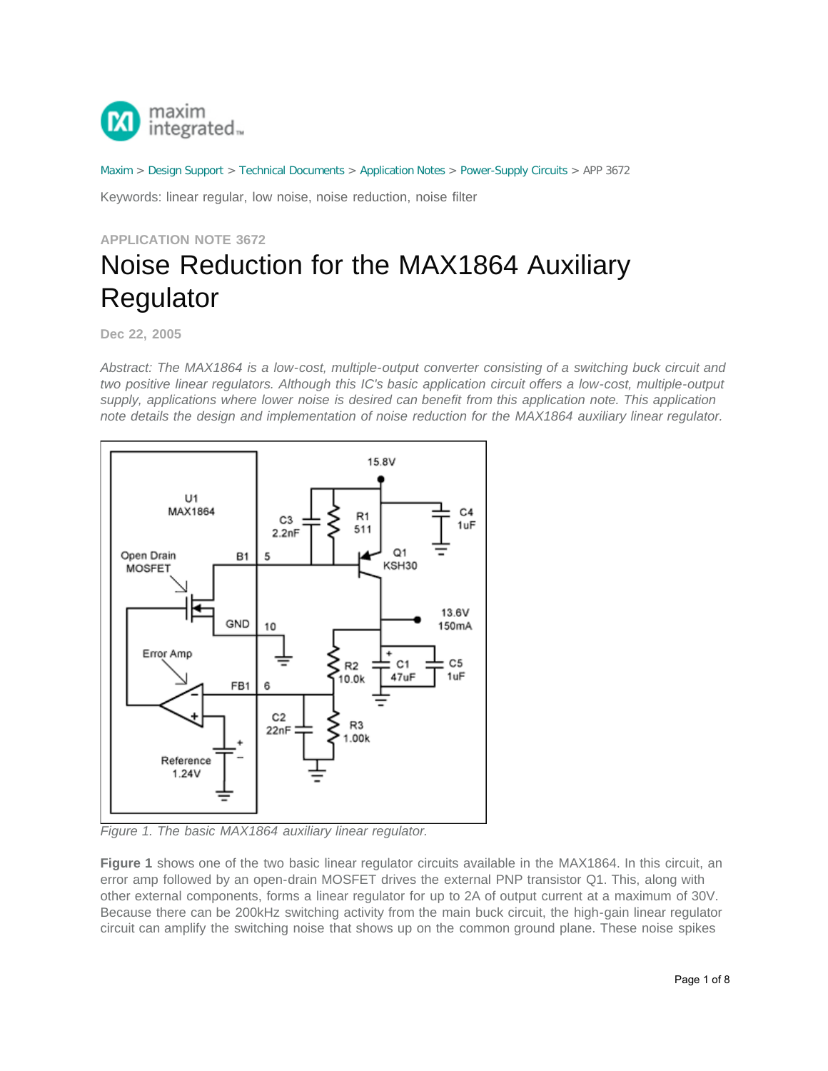Maxim > Design Support > Technical Documents > Application Notes > Power-Supply Circuits > APP 3672

Keywords: linear regular, low noise, noise reduction, noise filter

APPLICATION NOTE 3672

# Noise Reduction for the MAX1864 Auxiliary Regulator

Dec 22, 2005

*Abstract: The MAX1864 is a low-cost, multiple-output converter consisting of a switching buck circuit and two positive linear regulators. Although this IC's basic application circuit offers a low-cost, multiple-output supply, applications where lower noise is desired can benefit from this application note. This application note details the design and implementation of noise reduction for the MAX1864 auxiliary linear regulator.*

*Figure 1. The basic MAX1864 auxiliary linear regulator.*

**Figure 1** shows one of the two basic linear regulator circuits available in the MAX1864. In this circuit, an error amp followed by an open-drain MOSFET drives the external PNP transistor Q1. This, along with other external components, forms a linear regulator for up to 2A of output current at a maximum of 30V. Because there can be 200kHz switching activity from the main buck circuit, the high-gain linear regulator circuit can amplify the switching noise that shows up on the common ground plane. These noise spikes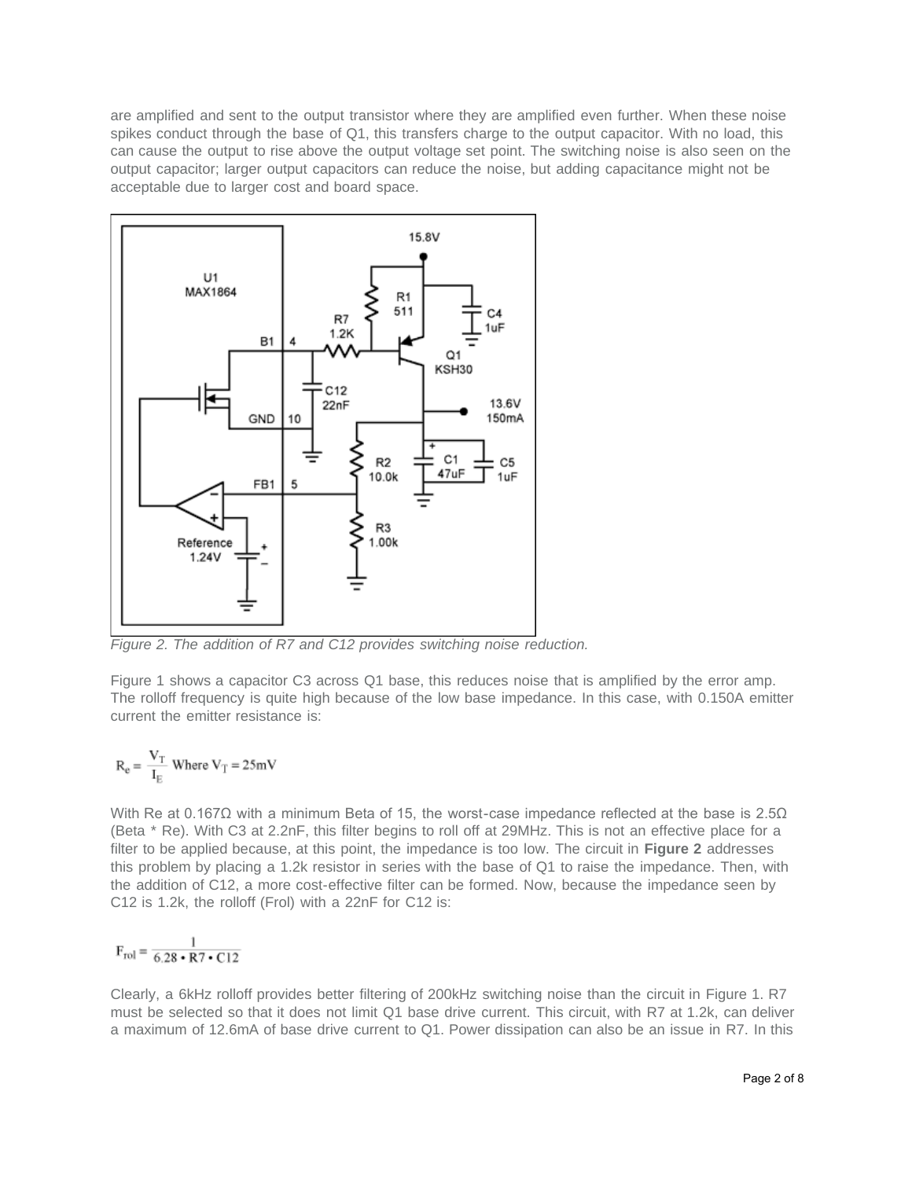are amplified and sent to the output transistor where they are amplified even further. When these noise spikes conduct through the base of Q1, this transfers charge to the output capacitor. With no load, this can cause the output to rise above the output voltage set point. The switching noise is also seen on the output capacitor; larger output capacitors can reduce the noise, but adding capacitance might not be acceptable due to larger cost and board space.

*Figure 2. The addition of R7 and C12 provides switching noise reduction.*

Figure 1 shows a capacitor C3 across Q1 base, this reduces noise that is amplified by the error amp. The rolloff frequency is quite high because of the low base impedance. In this case, with 0.150A emitter current the emitter resistance is:

$$R_e = \frac{V_T}{I_E} \text{ Where } V_T = 25\text{mV}$$

With Re at 0.167Ω with a minimum Beta of 15, the worst-case impedance reflected at the base is 2.5Ω (Beta * Re). With C3 at 2.2nF, this filter begins to roll off at 29MHz. This is not an effective place for a filter to be applied because, at this point, the impedance is too low. The circuit in **Figure 2** addresses this problem by placing a 1.2k resistor in series with the base of Q1 to raise the impedance. Then, with the addition of C12, a more cost-effective filter can be formed. Now, because the impedance seen by C12 is 1.2k, the rolloff (Frol) with a 22nF for C12 is:

$$F_{rol} = \frac{1}{6.28 \cdot R7 \cdot C12}$$

Clearly, a 6kHz rolloff provides better filtering of 200kHz switching noise than the circuit in Figure 1. R7 must be selected so that it does not limit Q1 base drive current. This circuit, with R7 at 1.2k, can deliver a maximum of 12.6mA of base drive current to Q1. Power dissipation can also be an issue in R7. In this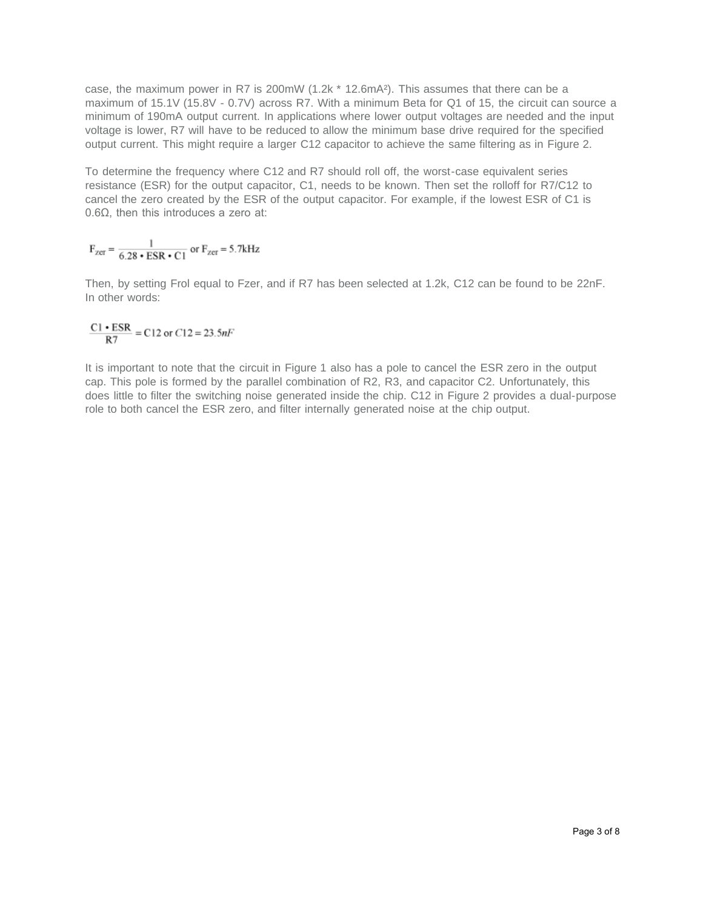case, the maximum power in R7 is 200mW (1.2k * 12.6mA²). This assumes that there can be a maximum of 15.1V (15.8V - 0.7V) across R7. With a minimum Beta for Q1 of 15, the circuit can source a minimum of 190mA output current. In applications where lower output voltages are needed and the input voltage is lower, R7 will have to be reduced to allow the minimum base drive required for the specified output current. This might require a larger C12 capacitor to achieve the same filtering as in Figure 2.

To determine the frequency where C12 and R7 should roll off, the worst-case equivalent series resistance (ESR) for the output capacitor, C1, needs to be known. Then set the rolloff for R7/C12 to cancel the zero created by the ESR of the output capacitor. For example, if the lowest ESR of C1 is 0.6Ω, then this introduces a zero at:

$$F_{zer} = \frac{1}{6.28 \cdot ESR \cdot C1} \text{ or } F_{zer} = 5.7\text{kHz}$$

Then, by setting Frol equal to Fzer, and if R7 has been selected at 1.2k, C12 can be found to be 22nF. In other words:

$$\frac{C1 \cdot ESR}{R7} = C12 \text{ or } C12 = 23.5nF$$

It is important to note that the circuit in Figure 1 also has a pole to cancel the ESR zero in the output cap. This pole is formed by the parallel combination of R2, R3, and capacitor C2. Unfortunately, this does little to filter the switching noise generated inside the chip. C12 in Figure 2 provides a dual-purpose role to both cancel the ESR zero, and filter internally generated noise at the chip output.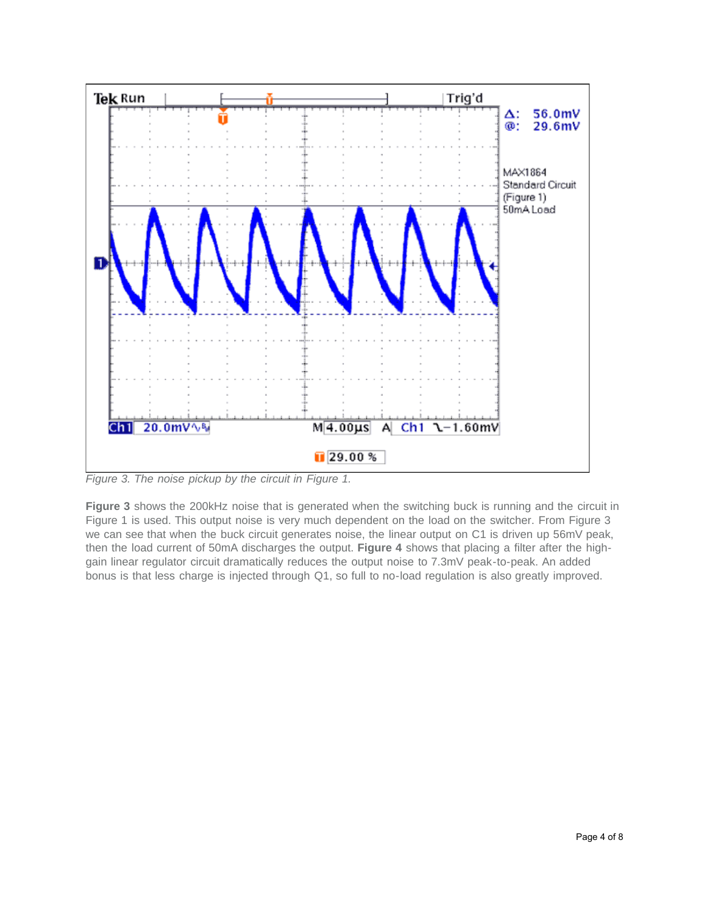*Figure 3. The noise pickup by the circuit in Figure 1.*

**Figure 3** shows the 200kHz noise that is generated when the switching buck is running and the circuit in Figure 1 is used. This output noise is very much dependent on the load on the switcher. From Figure 3 we can see that when the buck circuit generates noise, the linear output on C1 is driven up 56mV peak, then the load current of 50mA discharges the output. **Figure 4** shows that placing a filter after the high-gain linear regulator circuit dramatically reduces the output noise to 7.3mV peak-to-peak. An added bonus is that less charge is injected through Q1, so full to no-load regulation is also greatly improved.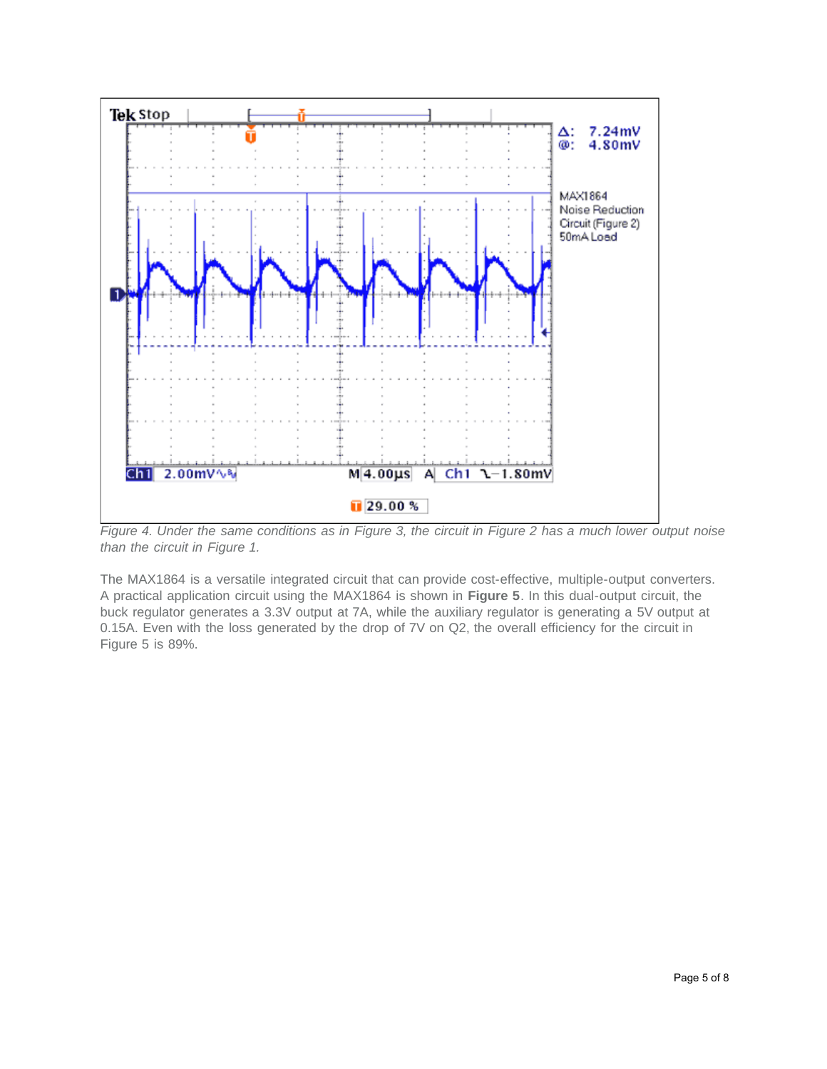*Figure 4. Under the same conditions as in Figure 3, the circuit in Figure 2 has a much lower output noise than the circuit in Figure 1.*

The MAX1864 is a versatile integrated circuit that can provide cost-effective, multiple-output converters. A practical application circuit using the MAX1864 is shown in **Figure 5**. In this dual-output circuit, the buck regulator generates a 3.3V output at 7A, while the auxiliary regulator is generating a 5V output at 0.15A. Even with the loss generated by the drop of 7V on Q2, the overall efficiency for the circuit in Figure 5 is 89%.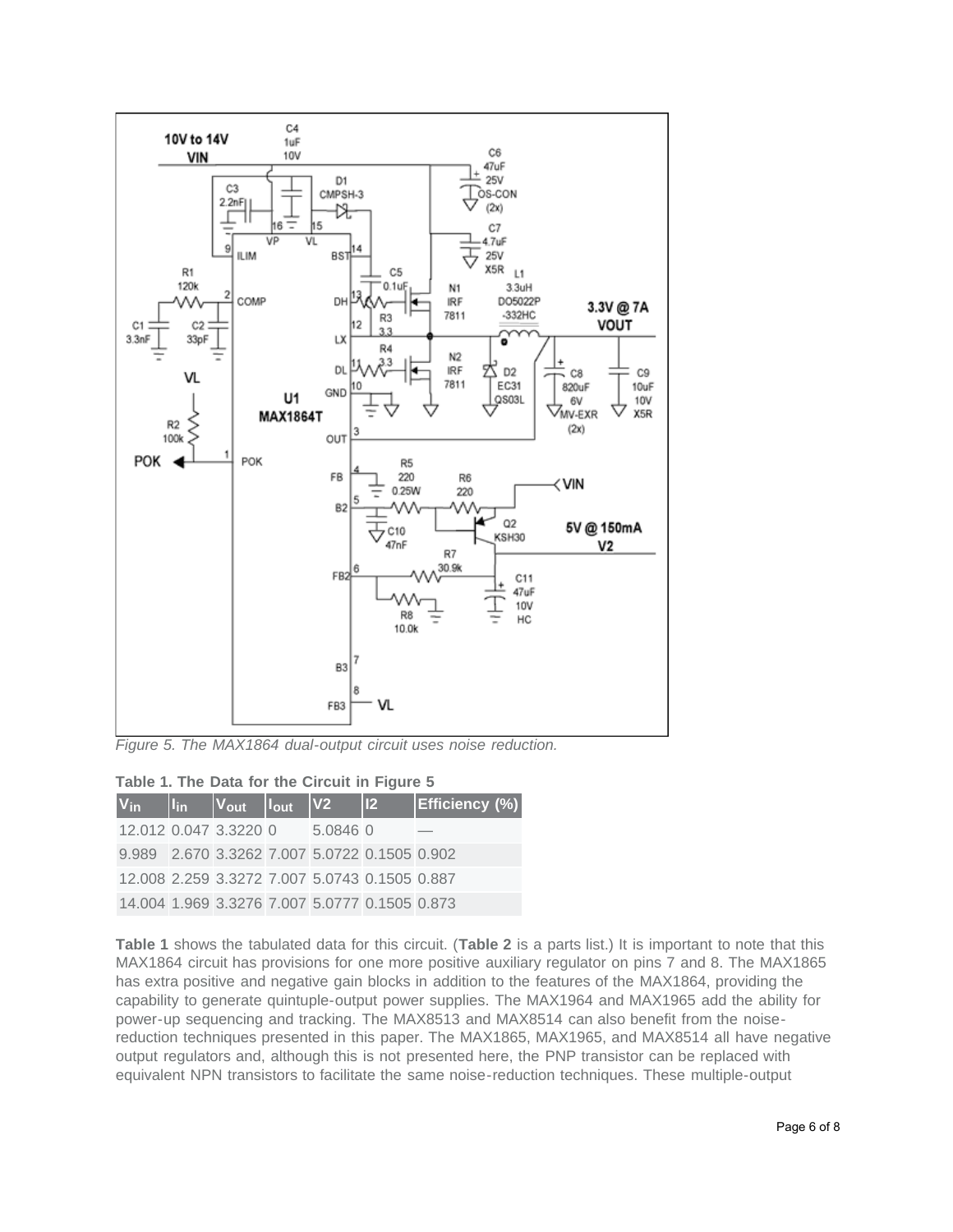*Figure 5. The MAX1864 dual-output circuit uses noise reduction.*

**Table 1. The Data for the Circuit in Figure 5**

| $V_{in}$ | $I_{in}$ | $V_{out}$ | $I_{out}$ | V2 | I2 | Efficiency (%) |
|---|---|---|---|---|---|---|
| 12.012 | 0.047 | 3.3220 | 0 | 5.0846 | 0 | — |
| 9.989 | 2.670 | 3.3262 | 7.007 | 5.0722 | 0.1505 | 0.902 |
| 12.008 | 2.259 | 3.3272 | 7.007 | 5.0743 | 0.1505 | 0.887 |
| 14.004 | 1.969 | 3.3276 | 7.007 | 5.0777 | 0.1505 | 0.873 |

**Table 1** shows the tabulated data for this circuit. (**Table 2** is a parts list.) It is important to note that this MAX1864 circuit has provisions for one more positive auxiliary regulator on pins 7 and 8. The MAX1865 has extra positive and negative gain blocks in addition to the features of the MAX1864, providing the capability to generate quintuple-output power supplies. The MAX1964 and MAX1965 add the ability for power-up sequencing and tracking. The MAX8513 and MAX8514 can also benefit from the noise-reduction techniques presented in this paper. The MAX1865, MAX1965, and MAX8514 all have negative output regulators and, although this is not presented here, the PNP transistor can be replaced with equivalent NPN transistors to facilitate the same noise-reduction techniques. These multiple-output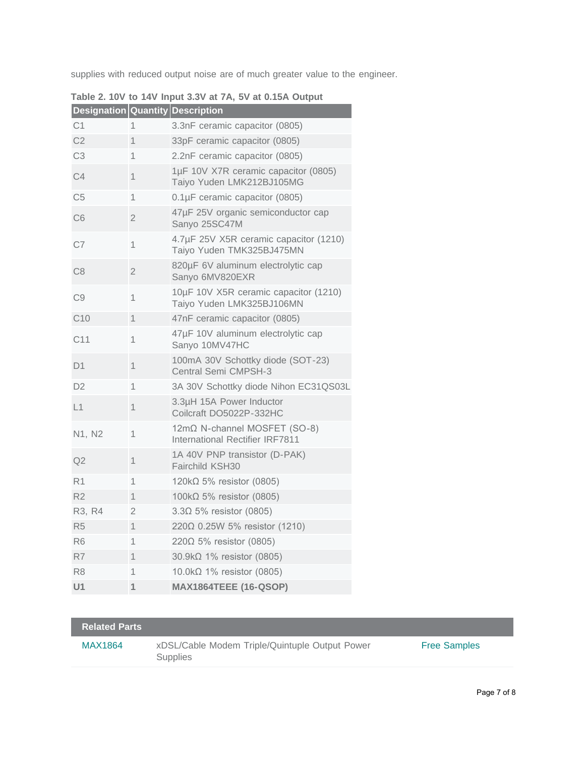supplies with reduced output noise are of much greater value to the engineer.

**Table 2. 10V to 14V Input 3.3V at 7A, 5V at 0.15A Output**

| Designation | Quantity | Description |
|---|---|---|
| C1 | 1 | 3.3nF ceramic capacitor (0805) |
| C2 | 1 | 33pF ceramic capacitor (0805) |
| C3 | 1 | 2.2nF ceramic capacitor (0805) |
| C4 | 1 | 1µF 10V X7R ceramic capacitor (0805) Taiyo Yuden LMK212BJ105MG |
| C5 | 1 | 0.1µF ceramic capacitor (0805) |
| C6 | 2 | 47µF 25V organic semiconductor cap Sanyo 25SC47M |
| C7 | 1 | 4.7µF 25V X5R ceramic capacitor (1210) Taiyo Yuden TMK325BJ475MN |
| C8 | 2 | 820µF 6V aluminum electrolytic cap Sanyo 6MV820EXR |
| C9 | 1 | 10µF 10V X5R ceramic capacitor (1210) Taiyo Yuden LMK325BJ106MN |
| C10 | 1 | 47nF ceramic capacitor (0805) |
| C11 | 1 | 47µF 10V aluminum electrolytic cap Sanyo 10MV47HC |
| D1 | 1 | 100mA 30V Schottky diode (SOT-23) Central Semi CMPSH-3 |
| D2 | 1 | 3A 30V Schottky diode Nihon EC31QS03L |
| L1 | 1 | 3.3µH 15A Power Inductor Coilcraft DO5022P-332HC |
| N1, N2 | 1 | 12mΩ N-channel MOSFET (SO-8) International Rectifier IRF7811 |
| Q2 | 1 | 1A 40V PNP transistor (D-PAK) Fairchild KSH30 |
| R1 | 1 | 120kΩ 5% resistor (0805) |
| R2 | 1 | 100kΩ 5% resistor (0805) |
| R3, R4 | 2 | 3.3Ω 5% resistor (0805) |
| R5 | 1 | 220Ω 0.25W 5% resistor (1210) |
| R6 | 1 | 220Ω 5% resistor (0805) |
| R7 | 1 | 30.9kΩ 1% resistor (0805) |
| R8 | 1 | 10.0kΩ 1% resistor (0805) |
| **U1** | **1** | **MAX1864TEEE (16-QSOP)** |

| Related Parts | | |
|---|---|---|
| MAX1864 | xDSL/Cable Modem Triple/Quintuple Output Power Supplies | Free Samples |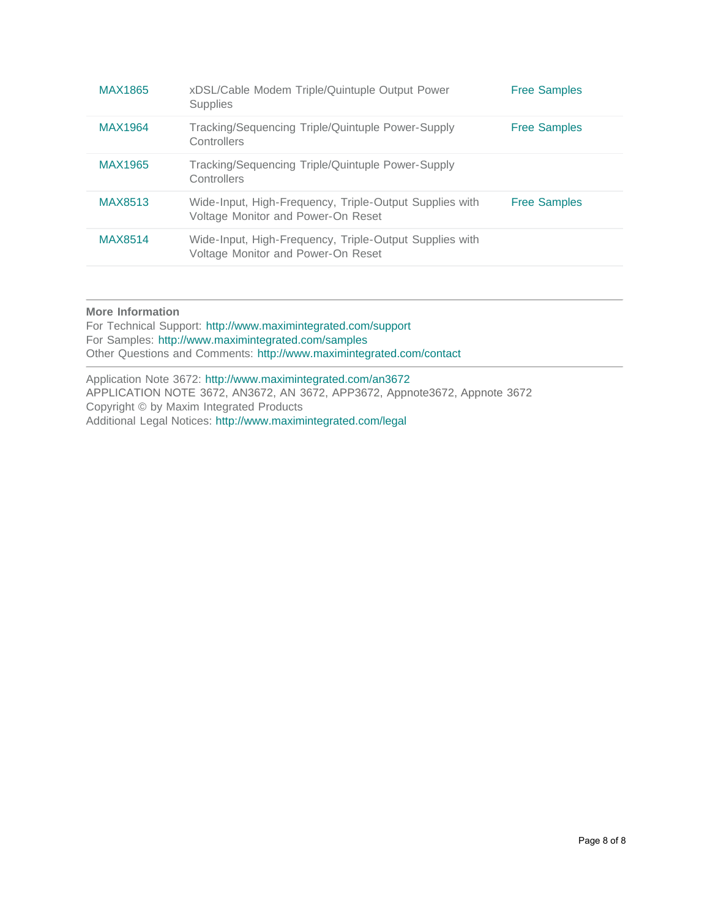| | | |
|---|---|---|
| MAX1865 | xDSL/Cable Modem Triple/Quintuple Output Power Supplies | Free Samples |
| MAX1964 | Tracking/Sequencing Triple/Quintuple Power-Supply Controllers | Free Samples |
| MAX1965 | Tracking/Sequencing Triple/Quintuple Power-Supply Controllers | |
| MAX8513 | Wide-Input, High-Frequency, Triple-Output Supplies with Voltage Monitor and Power-On Reset | Free Samples |
| MAX8514 | Wide-Input, High-Frequency, Triple-Output Supplies with Voltage Monitor and Power-On Reset | |

**More Information**
For Technical Support: http://www.maximintegrated.com/support
For Samples: http://www.maximintegrated.com/samples
Other Questions and Comments: http://www.maximintegrated.com/contact

Application Note 3672: http://www.maximintegrated.com/an3672
APPLICATION NOTE 3672, AN3672, AN 3672, APP3672, Appnote3672, Appnote 3672
Copyright © by Maxim Integrated Products
Additional Legal Notices: http://www.maximintegrated.com/legal